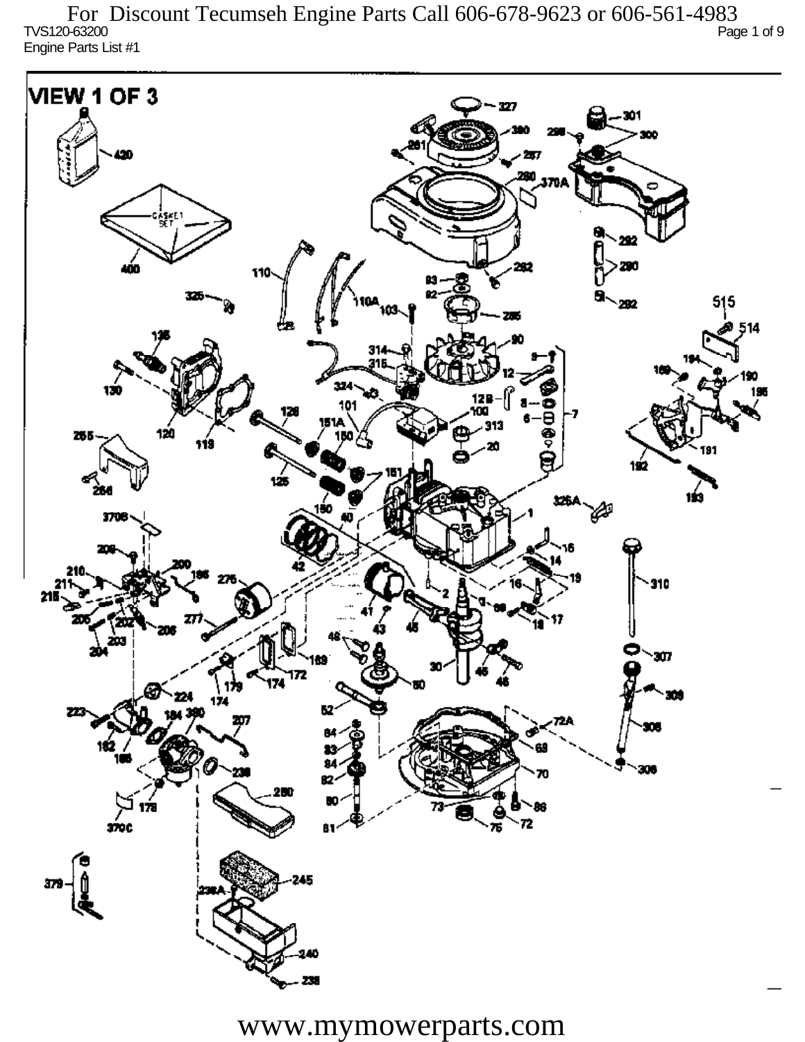For Discount Tecumseh Engine Parts Call 606-678-9623 or 606-561-4983

TVS120-63200

Engine Parts List #1

# VIEW 1 OF 3

www.mymowerparts.com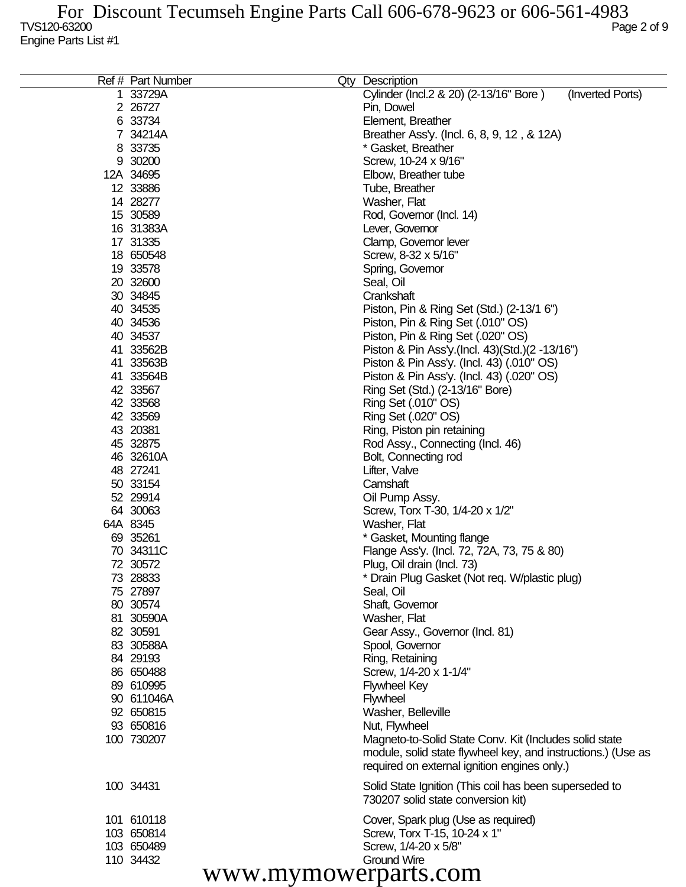| Ref # | Part Number | Qty | Description |
|---|---|---|---|
| 1 | 33729A | | Cylinder (Incl.2 & 20) (2-13/16" Bore ) (Inverted Ports) |
| 2 | 26727 | | Pin, Dowel |
| 6 | 33734 | | Element, Breather |
| 7 | 34214A | | Breather Ass'y. (Incl. 6, 8, 9, 12 , & 12A) |
| 8 | 33735 | | * Gasket, Breather |
| 9 | 30200 | | Screw, 10-24 x 9/16" |
| 12A | 34695 | | Elbow, Breather tube |
| 12 | 33886 | | Tube, Breather |
| 14 | 28277 | | Washer, Flat |
| 15 | 30589 | | Rod, Governor (Incl. 14) |
| 16 | 31383A | | Lever, Governor |
| 17 | 31335 | | Clamp, Governor lever |
| 18 | 650548 | | Screw, 8-32 x 5/16" |
| 19 | 33578 | | Spring, Governor |
| 20 | 32600 | | Seal, Oil |
| 30 | 34845 | | Crankshaft |
| 40 | 34535 | | Piston, Pin & Ring Set (Std.) (2-13/1 6") |
| 40 | 34536 | | Piston, Pin & Ring Set (.010" OS) |
| 40 | 34537 | | Piston, Pin & Ring Set (.020" OS) |
| 41 | 33562B | | Piston & Pin Ass'y.(Incl. 43)(Std.)(2 -13/16") |
| 41 | 33563B | | Piston & Pin Ass'y. (Incl. 43) (.010" OS) |
| 41 | 33564B | | Piston & Pin Ass'y. (Incl. 43) (.020" OS) |
| 42 | 33567 | | Ring Set (Std.) (2-13/16" Bore) |
| 42 | 33568 | | Ring Set (.010" OS) |
| 42 | 33569 | | Ring Set (.020" OS) |
| 43 | 20381 | | Ring, Piston pin retaining |
| 45 | 32875 | | Rod Assy., Connecting (Incl. 46) |
| 46 | 32610A | | Bolt, Connecting rod |
| 48 | 27241 | | Lifter, Valve |
| 50 | 33154 | | Camshaft |
| 52 | 29914 | | Oil Pump Assy. |
| 64 | 30063 | | Screw, Torx T-30, 1/4-20 x 1/2" |
| 64A | 8345 | | Washer, Flat |
| 69 | 35261 | | * Gasket, Mounting flange |
| 70 | 34311C | | Flange Ass'y. (Incl. 72, 72A, 73, 75 & 80) |
| 72 | 30572 | | Plug, Oil drain (Incl. 73) |
| 73 | 28833 | | * Drain Plug Gasket (Not req. W/plastic plug) |
| 75 | 27897 | | Seal, Oil |
| 80 | 30574 | | Shaft, Governor |
| 81 | 30590A | | Washer, Flat |
| 82 | 30591 | | Gear Assy., Governor (Incl. 81) |
| 83 | 30588A | | Spool, Governor |
| 84 | 29193 | | Ring, Retaining |
| 86 | 650488 | | Screw, 1/4-20 x 1-1/4" |
| 89 | 610995 | | Flywheel Key |
| 90 | 611046A | | Flywheel |
| 92 | 650815 | | Washer, Belleville |
| 93 | 650816 | | Nut, Flywheel |
| 100 | 730207 | | Magneto-to-Solid State Conv. Kit (Includes solid state module, solid state flywheel key, and instructions.) (Use as required on external ignition engines only.) |
| 100 | 34431 | | Solid State Ignition (This coil has been superseded to 730207 solid state conversion kit) |
| 101 | 610118 | | Cover, Spark plug (Use as required) |
| 103 | 650814 | | Screw, Torx T-15, 10-24 x 1" |
| 103 | 650489 | | Screw, 1/4-20 x 5/8" |
| 110 | 34432 | | Ground Wire |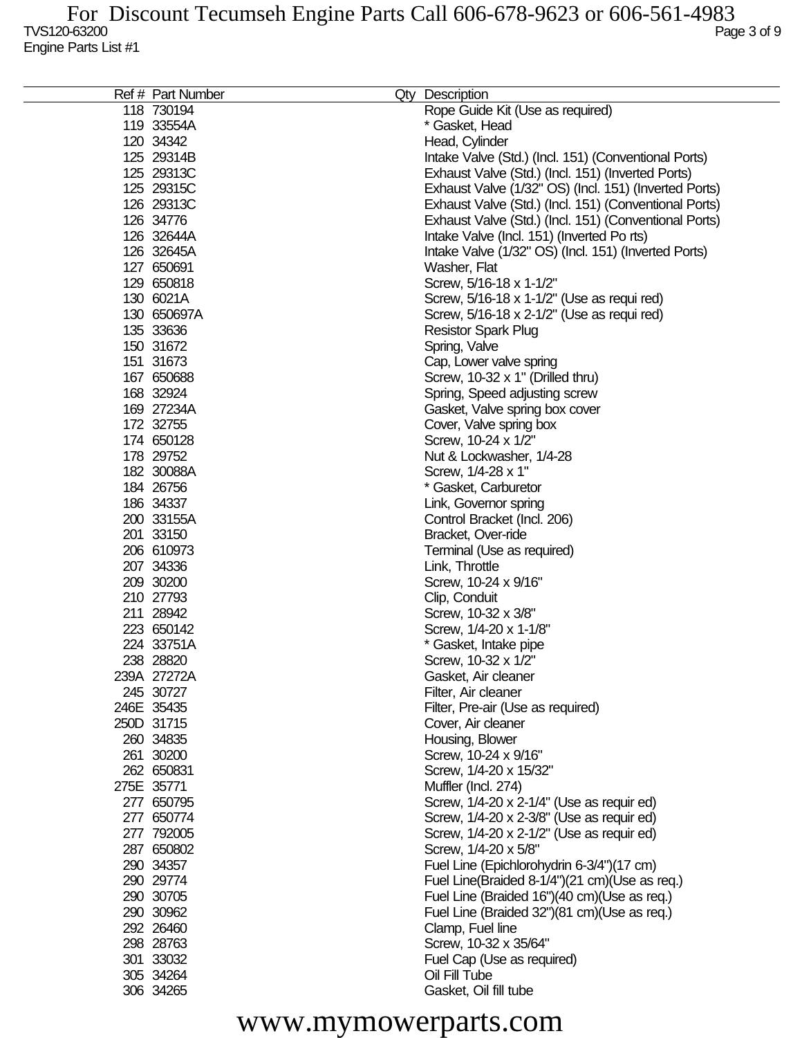| Ref # | Part Number | Qty | Description |
|---|---|---|---|
| 118 | 730194 | | Rope Guide Kit (Use as required) |
| 119 | 33554A | | * Gasket, Head |
| 120 | 34342 | | Head, Cylinder |
| 125 | 29314B | | Intake Valve (Std.) (Incl. 151) (Conventional Ports) |
| 125 | 29313C | | Exhaust Valve (Std.) (Incl. 151) (Inverted Ports) |
| 125 | 29315C | | Exhaust Valve (1/32" OS) (Incl. 151) (Inverted Ports) |
| 126 | 29313C | | Exhaust Valve (Std.) (Incl. 151) (Conventional Ports) |
| 126 | 34776 | | Exhaust Valve (Std.) (Incl. 151) (Conventional Ports) |
| 126 | 32644A | | Intake Valve (Incl. 151) (Inverted Po rts) |
| 126 | 32645A | | Intake Valve (1/32" OS) (Incl. 151) (Inverted Ports) |
| 127 | 650691 | | Washer, Flat |
| 129 | 650818 | | Screw, 5/16-18 x 1-1/2" |
| 130 | 6021A | | Screw, 5/16-18 x 1-1/2" (Use as requi red) |
| 130 | 650697A | | Screw, 5/16-18 x 2-1/2" (Use as requi red) |
| 135 | 33636 | | Resistor Spark Plug |
| 150 | 31672 | | Spring, Valve |
| 151 | 31673 | | Cap, Lower valve spring |
| 167 | 650688 | | Screw, 10-32 x 1" (Drilled thru) |
| 168 | 32924 | | Spring, Speed adjusting screw |
| 169 | 27234A | | Gasket, Valve spring box cover |
| 172 | 32755 | | Cover, Valve spring box |
| 174 | 650128 | | Screw, 10-24 x 1/2" |
| 178 | 29752 | | Nut & Lockwasher, 1/4-28 |
| 182 | 30088A | | Screw, 1/4-28 x 1" |
| 184 | 26756 | | * Gasket, Carburetor |
| 186 | 34337 | | Link, Governor spring |
| 200 | 33155A | | Control Bracket (Incl. 206) |
| 201 | 33150 | | Bracket, Over-ride |
| 206 | 610973 | | Terminal (Use as required) |
| 207 | 34336 | | Link, Throttle |
| 209 | 30200 | | Screw, 10-24 x 9/16" |
| 210 | 27793 | | Clip, Conduit |
| 211 | 28942 | | Screw, 10-32 x 3/8" |
| 223 | 650142 | | Screw, 1/4-20 x 1-1/8" |
| 224 | 33751A | | * Gasket, Intake pipe |
| 238 | 28820 | | Screw, 10-32 x 1/2" |
| 239A | 27272A | | Gasket, Air cleaner |
| 245 | 30727 | | Filter, Air cleaner |
| 246E | 35435 | | Filter, Pre-air (Use as required) |
| 250D | 31715 | | Cover, Air cleaner |
| 260 | 34835 | | Housing, Blower |
| 261 | 30200 | | Screw, 10-24 x 9/16" |
| 262 | 650831 | | Screw, 1/4-20 x 15/32" |
| 275E | 35771 | | Muffler (Incl. 274) |
| 277 | 650795 | | Screw, 1/4-20 x 2-1/4" (Use as requir ed) |
| 277 | 650774 | | Screw, 1/4-20 x 2-3/8" (Use as requir ed) |
| 277 | 792005 | | Screw, 1/4-20 x 2-1/2" (Use as requir ed) |
| 287 | 650802 | | Screw, 1/4-20 x 5/8" |
| 290 | 34357 | | Fuel Line (Epichlorohydrin 6-3/4")(17 cm) |
| 290 | 29774 | | Fuel Line(Braided 8-1/4")(21 cm)(Use as req.) |
| 290 | 30705 | | Fuel Line (Braided 16")(40 cm)(Use as req.) |
| 290 | 30962 | | Fuel Line (Braided 32")(81 cm)(Use as req.) |
| 292 | 26460 | | Clamp, Fuel line |
| 298 | 28763 | | Screw, 10-32 x 35/64" |
| 301 | 33032 | | Fuel Cap (Use as required) |
| 305 | 34264 | | Oil Fill Tube |
| 306 | 34265 | | Gasket, Oil fill tube |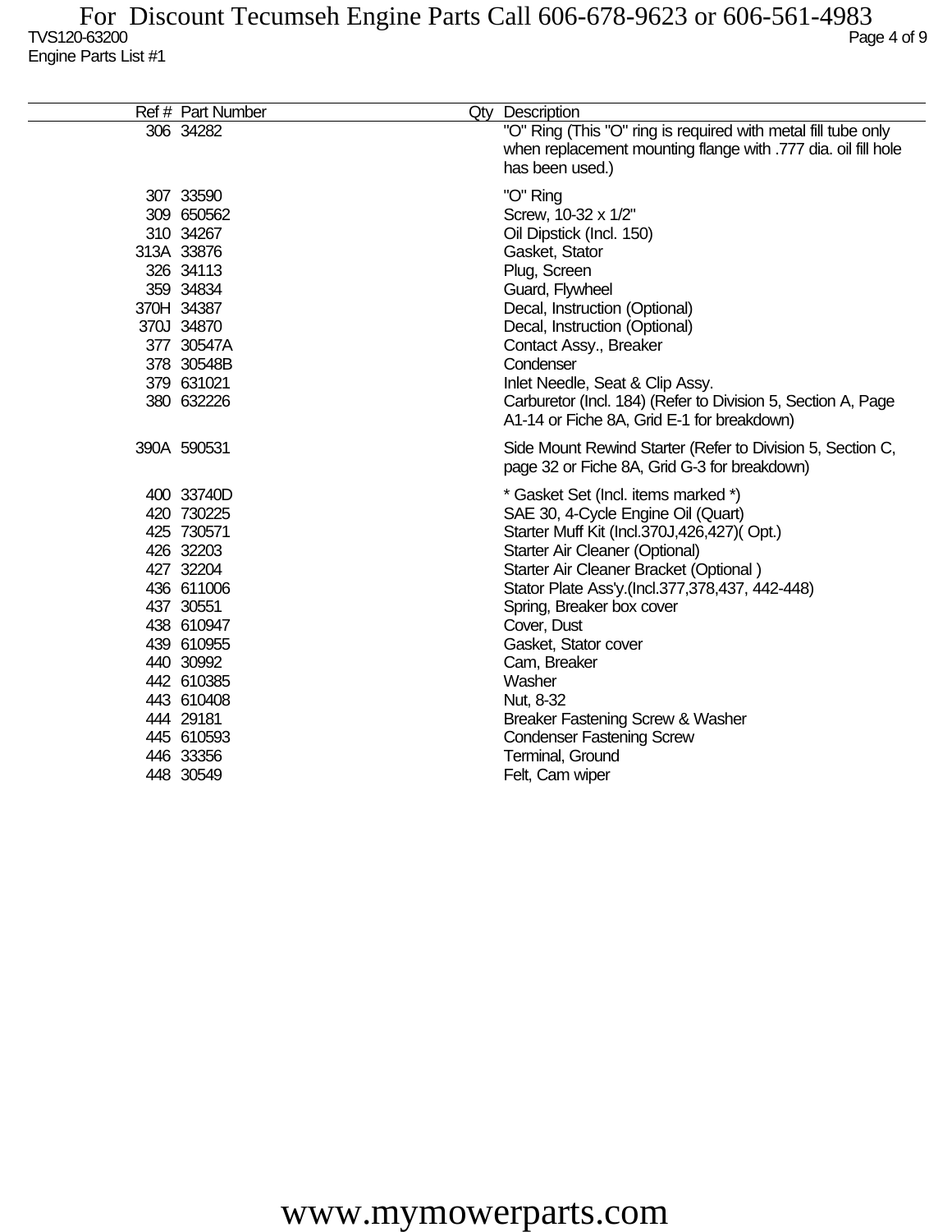TVS120-63200

Engine Parts List #1

| Ref # | Part Number | Qty | Description |
|---|---|---|---|
| 306 | 34282 | | "O" Ring (This "O" ring is required with metal fill tube only when replacement mounting flange with .777 dia. oil fill hole has been used.) |
| 307 | 33590 | | "O" Ring |
| 309 | 650562 | | Screw, 10-32 x 1/2" |
| 310 | 34267 | | Oil Dipstick (Incl. 150) |
| 313A | 33876 | | Gasket, Stator |
| 326 | 34113 | | Plug, Screen |
| 359 | 34834 | | Guard, Flywheel |
| 370H | 34387 | | Decal, Instruction (Optional) |
| 370J | 34870 | | Decal, Instruction (Optional) |
| 377 | 30547A | | Contact Assy., Breaker |
| 378 | 30548B | | Condenser |
| 379 | 631021 | | Inlet Needle, Seat & Clip Assy. |
| 380 | 632226 | | Carburetor (Incl. 184) (Refer to Division 5, Section A, Page A1-14 or Fiche 8A, Grid E-1 for breakdown) |
| 390A | 590531 | | Side Mount Rewind Starter (Refer to Division 5, Section C, page 32 or Fiche 8A, Grid G-3 for breakdown) |
| 400 | 33740D | | * Gasket Set (Incl. items marked *) |
| 420 | 730225 | | SAE 30, 4-Cycle Engine Oil (Quart) |
| 425 | 730571 | | Starter Muff Kit (Incl.370J,426,427)( Opt.) |
| 426 | 32203 | | Starter Air Cleaner (Optional) |
| 427 | 32204 | | Starter Air Cleaner Bracket (Optional ) |
| 436 | 611006 | | Stator Plate Ass'y.(Incl.377,378,437, 442-448) |
| 437 | 30551 | | Spring, Breaker box cover |
| 438 | 610947 | | Cover, Dust |
| 439 | 610955 | | Gasket, Stator cover |
| 440 | 30992 | | Cam, Breaker |
| 442 | 610385 | | Washer |
| 443 | 610408 | | Nut, 8-32 |
| 444 | 29181 | | Breaker Fastening Screw & Washer |
| 445 | 610593 | | Condenser Fastening Screw |
| 446 | 33356 | | Terminal, Ground |
| 448 | 30549 | | Felt, Cam wiper |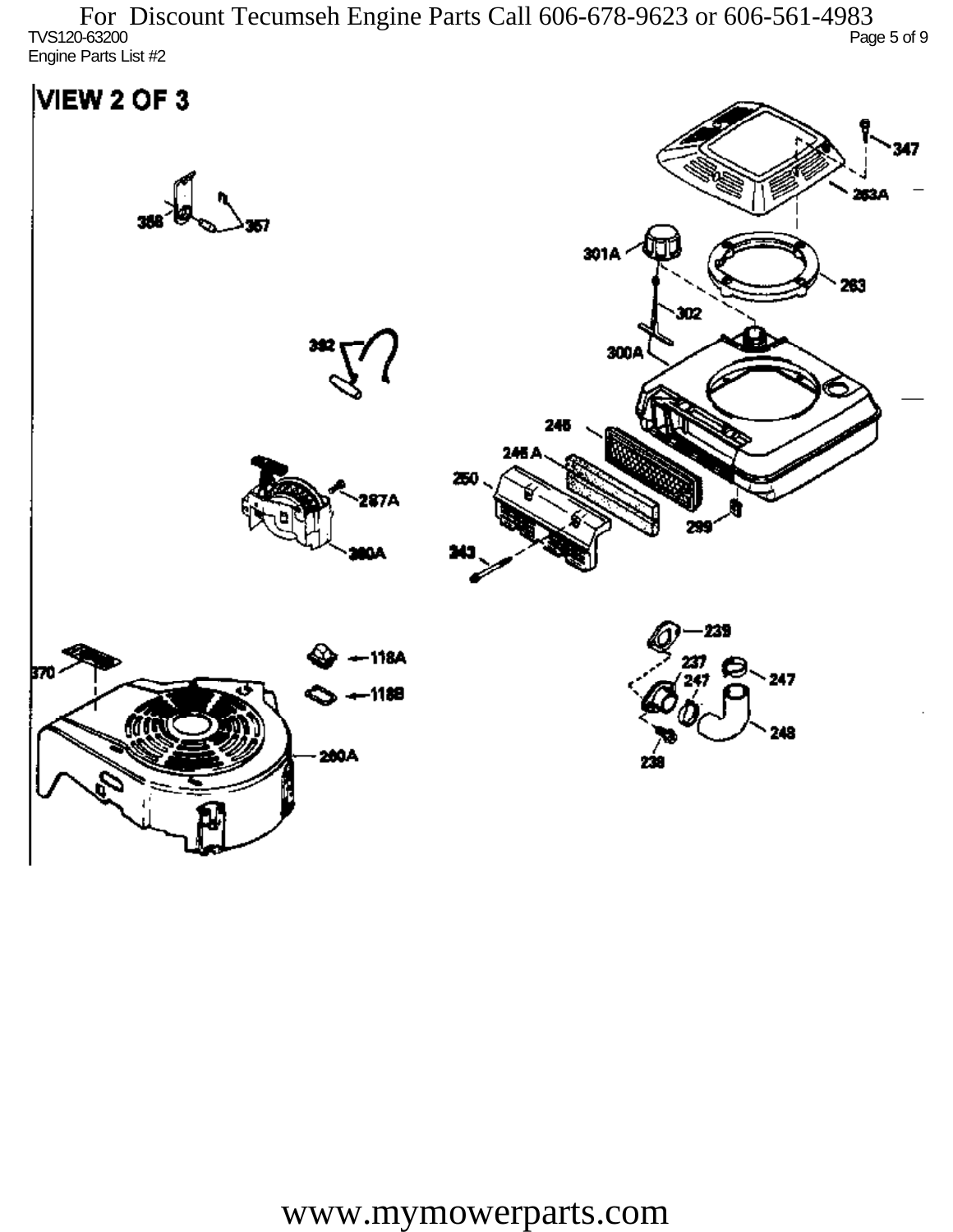# VIEW 2 OF 3

358
357
347
263A
301A
263
302
300A
392
245
245 A
250
287A
260A
299
243
239
118A
237
247
247
370
118B
248
260A
238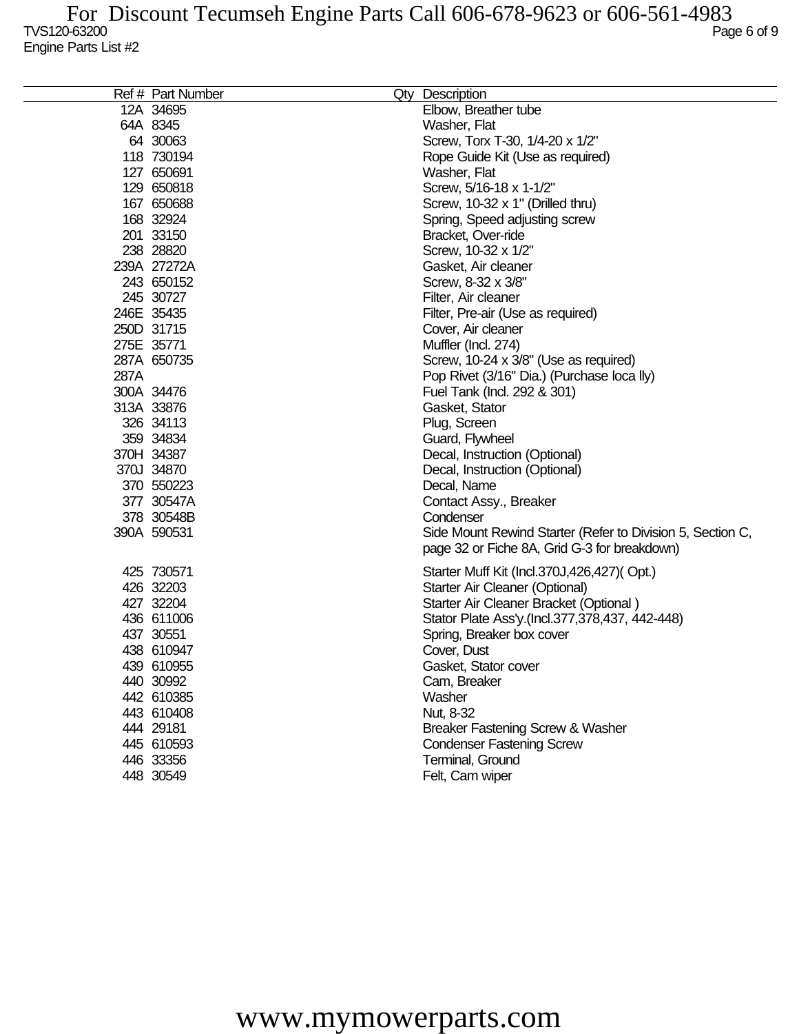For Discount Tecumseh Engine Parts Call 606-678-9623 or 606-561-4983

TVS120-63200

Engine Parts List #2

| Ref # | Part Number | Qty | Description |
|---|---|---|---|
| 12A | 34695 | | Elbow, Breather tube |
| 64A | 8345 | | Washer, Flat |
| 64 | 30063 | | Screw, Torx T-30, 1/4-20 x 1/2" |
| 118 | 730194 | | Rope Guide Kit (Use as required) |
| 127 | 650691 | | Washer, Flat |
| 129 | 650818 | | Screw, 5/16-18 x 1-1/2" |
| 167 | 650688 | | Screw, 10-32 x 1" (Drilled thru) |
| 168 | 32924 | | Spring, Speed adjusting screw |
| 201 | 33150 | | Bracket, Over-ride |
| 238 | 28820 | | Screw, 10-32 x 1/2" |
| 239A | 27272A | | Gasket, Air cleaner |
| 243 | 650152 | | Screw, 8-32 x 3/8" |
| 245 | 30727 | | Filter, Air cleaner |
| 246E | 35435 | | Filter, Pre-air (Use as required) |
| 250D | 31715 | | Cover, Air cleaner |
| 275E | 35771 | | Muffler (Incl. 274) |
| 287A | 650735 | | Screw, 10-24 x 3/8" (Use as required) |
| 287A | | | Pop Rivet (3/16" Dia.) (Purchase loca lly) |
| 300A | 34476 | | Fuel Tank (Incl. 292 & 301) |
| 313A | 33876 | | Gasket, Stator |
| 326 | 34113 | | Plug, Screen |
| 359 | 34834 | | Guard, Flywheel |
| 370H | 34387 | | Decal, Instruction (Optional) |
| 370J | 34870 | | Decal, Instruction (Optional) |
| 370 | 550223 | | Decal, Name |
| 377 | 30547A | | Contact Assy., Breaker |
| 378 | 30548B | | Condenser |
| 390A | 590531 | | Side Mount Rewind Starter (Refer to Division 5, Section C, page 32 or Fiche 8A, Grid G-3 for breakdown) |
| 425 | 730571 | | Starter Muff Kit (Incl.370J,426,427)( Opt.) |
| 426 | 32203 | | Starter Air Cleaner (Optional) |
| 427 | 32204 | | Starter Air Cleaner Bracket (Optional ) |
| 436 | 611006 | | Stator Plate Ass'y.(Incl.377,378,437, 442-448) |
| 437 | 30551 | | Spring, Breaker box cover |
| 438 | 610947 | | Cover, Dust |
| 439 | 610955 | | Gasket, Stator cover |
| 440 | 30992 | | Cam, Breaker |
| 442 | 610385 | | Washer |
| 443 | 610408 | | Nut, 8-32 |
| 444 | 29181 | | Breaker Fastening Screw & Washer |
| 445 | 610593 | | Condenser Fastening Screw |
| 446 | 33356 | | Terminal, Ground |
| 448 | 30549 | | Felt, Cam wiper |

www.mymowerparts.com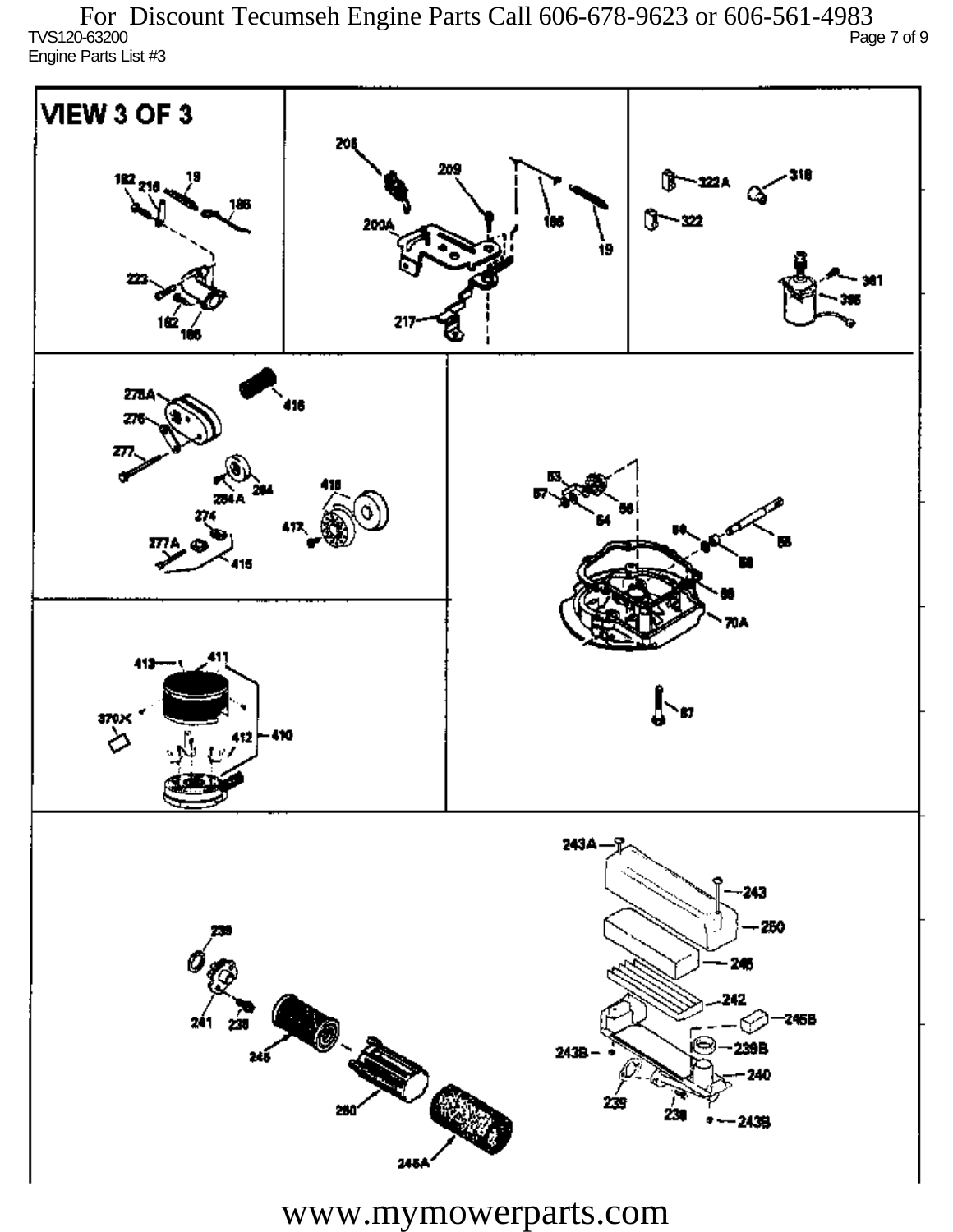For Discount Tecumseh Engine Parts Call 606-678-9623 or 606-561-4983

TVS120-63200

Engine Parts List #3

VIEW 3 OF 3

182 218 19 186 223 182 186 206 209 200A 186 19 217 322A 318 322 361 395 278A 416 276 277 284 284A 274 277A 415 418 417 53 57 56 54 59 58 58 56 70A 413 411 370X 412 410 87 243A 243 250 246 242 245B 239B 243B 240 239 238 243B 239 241 238 245 260 245A

www.mymowerparts.com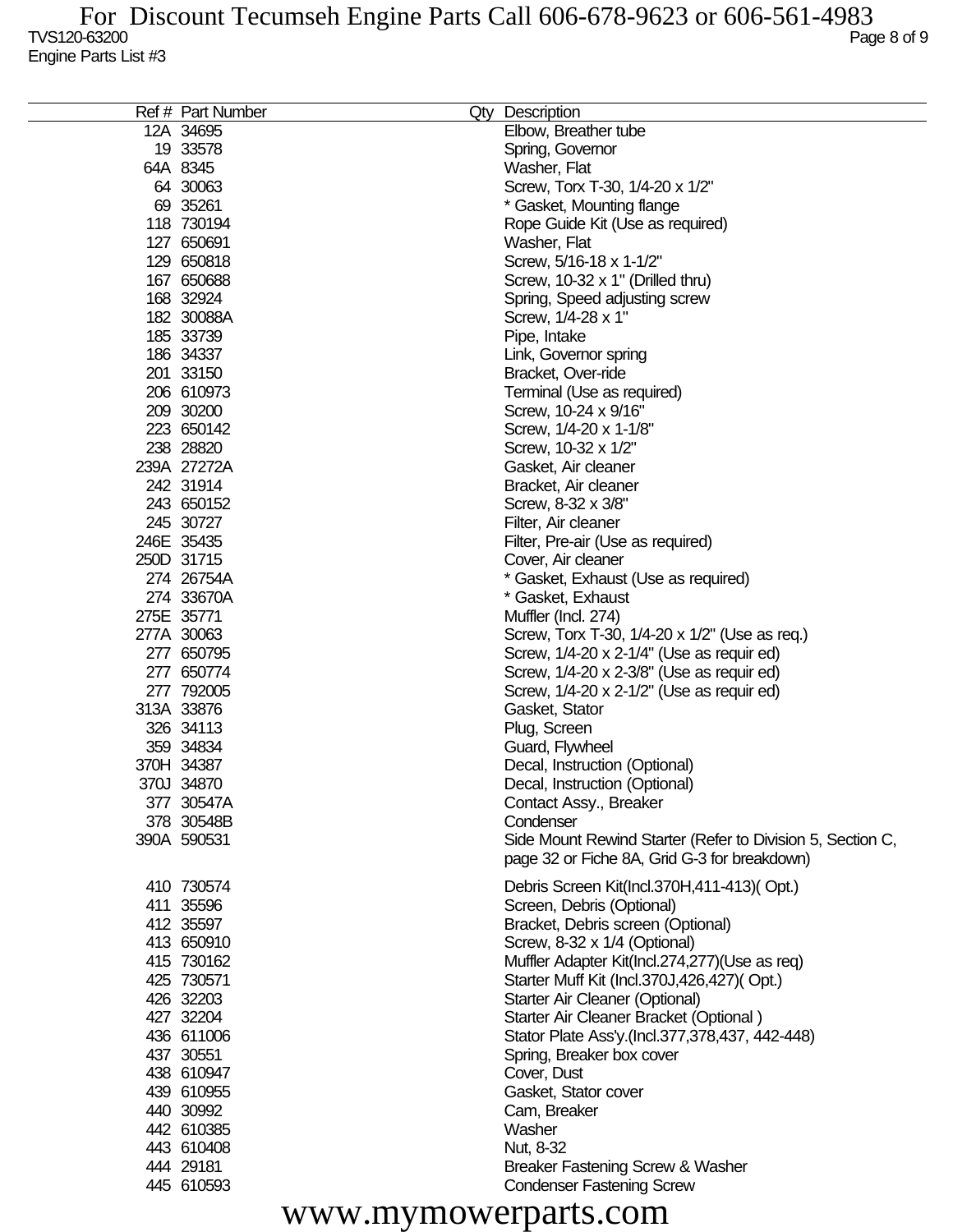For Discount Tecumseh Engine Parts Call 606-678-9623 or 606-561-4983

TVS120-63200

Engine Parts List #3

| Ref # | Part Number | Qty | Description |
|---|---|---|---|
| 12A | 34695 | | Elbow, Breather tube |
| 19 | 33578 | | Spring, Governor |
| 64A | 8345 | | Washer, Flat |
| 64 | 30063 | | Screw, Torx T-30, 1/4-20 x 1/2" |
| 69 | 35261 | | * Gasket, Mounting flange |
| 118 | 730194 | | Rope Guide Kit (Use as required) |
| 127 | 650691 | | Washer, Flat |
| 129 | 650818 | | Screw, 5/16-18 x 1-1/2" |
| 167 | 650688 | | Screw, 10-32 x 1" (Drilled thru) |
| 168 | 32924 | | Spring, Speed adjusting screw |
| 182 | 30088A | | Screw, 1/4-28 x 1" |
| 185 | 33739 | | Pipe, Intake |
| 186 | 34337 | | Link, Governor spring |
| 201 | 33150 | | Bracket, Over-ride |
| 206 | 610973 | | Terminal (Use as required) |
| 209 | 30200 | | Screw, 10-24 x 9/16" |
| 223 | 650142 | | Screw, 1/4-20 x 1-1/8" |
| 238 | 28820 | | Screw, 10-32 x 1/2" |
| 239A | 27272A | | Gasket, Air cleaner |
| 242 | 31914 | | Bracket, Air cleaner |
| 243 | 650152 | | Screw, 8-32 x 3/8" |
| 245 | 30727 | | Filter, Air cleaner |
| 246E | 35435 | | Filter, Pre-air (Use as required) |
| 250D | 31715 | | Cover, Air cleaner |
| 274 | 26754A | | * Gasket, Exhaust (Use as required) |
| 274 | 33670A | | * Gasket, Exhaust |
| 275E | 35771 | | Muffler (Incl. 274) |
| 277A | 30063 | | Screw, Torx T-30, 1/4-20 x 1/2" (Use as req.) |
| 277 | 650795 | | Screw, 1/4-20 x 2-1/4" (Use as requir ed) |
| 277 | 650774 | | Screw, 1/4-20 x 2-3/8" (Use as requir ed) |
| 277 | 792005 | | Screw, 1/4-20 x 2-1/2" (Use as requir ed) |
| 313A | 33876 | | Gasket, Stator |
| 326 | 34113 | | Plug, Screen |
| 359 | 34834 | | Guard, Flywheel |
| 370H | 34387 | | Decal, Instruction (Optional) |
| 370J | 34870 | | Decal, Instruction (Optional) |
| 377 | 30547A | | Contact Assy., Breaker |
| 378 | 30548B | | Condenser |
| 390A | 590531 | | Side Mount Rewind Starter (Refer to Division 5, Section C, page 32 or Fiche 8A, Grid G-3 for breakdown) |
| 410 | 730574 | | Debris Screen Kit(Incl.370H,411-413)( Opt.) |
| 411 | 35596 | | Screen, Debris (Optional) |
| 412 | 35597 | | Bracket, Debris screen (Optional) |
| 413 | 650910 | | Screw, 8-32 x 1/4 (Optional) |
| 415 | 730162 | | Muffler Adapter Kit(Incl.274,277)(Use as req) |
| 425 | 730571 | | Starter Muff Kit (Incl.370J,426,427)( Opt.) |
| 426 | 32203 | | Starter Air Cleaner (Optional) |
| 427 | 32204 | | Starter Air Cleaner Bracket (Optional ) |
| 436 | 611006 | | Stator Plate Ass'y.(Incl.377,378,437, 442-448) |
| 437 | 30551 | | Spring, Breaker box cover |
| 438 | 610947 | | Cover, Dust |
| 439 | 610955 | | Gasket, Stator cover |
| 440 | 30992 | | Cam, Breaker |
| 442 | 610385 | | Washer |
| 443 | 610408 | | Nut, 8-32 |
| 444 | 29181 | | Breaker Fastening Screw & Washer |
| 445 | 610593 | | Condenser Fastening Screw |

www.mymowerparts.com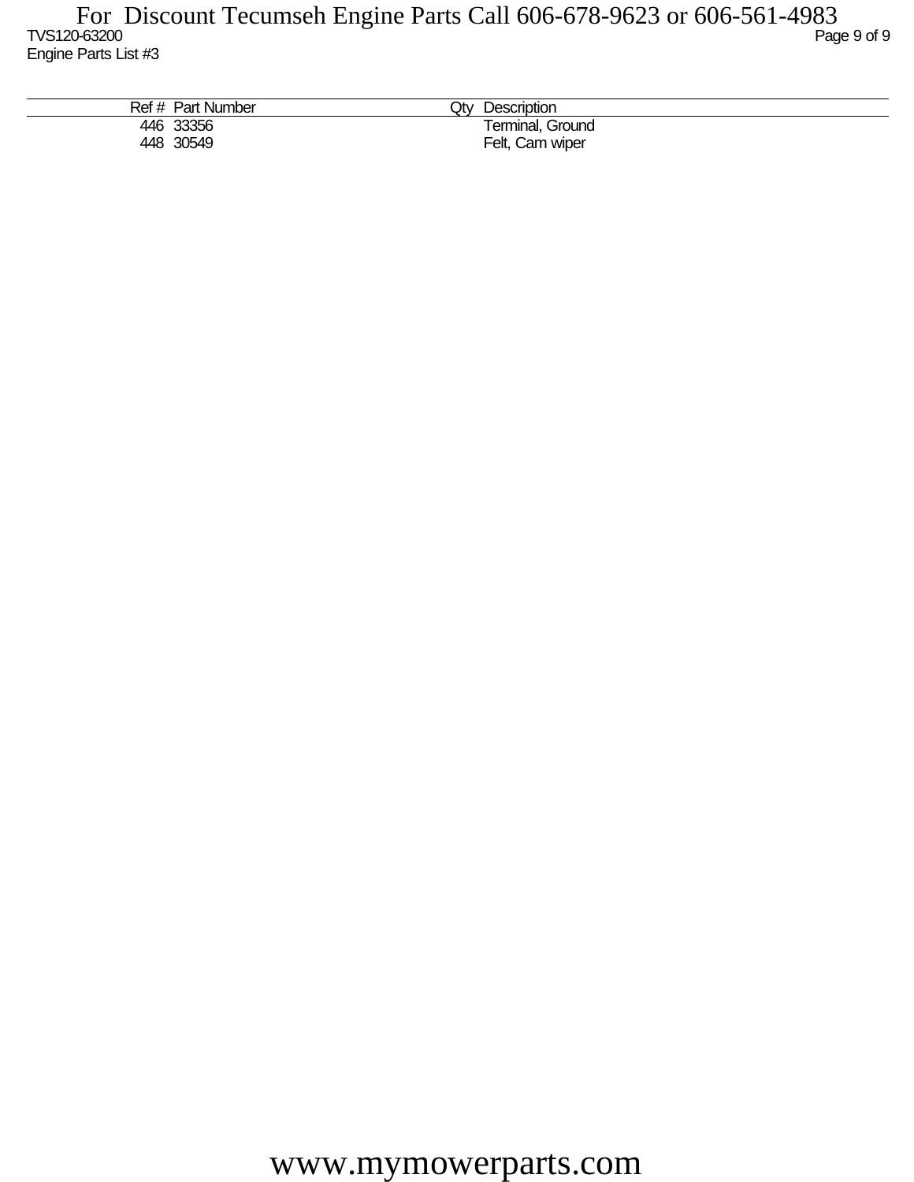| Ref # | Part Number | Qty | Description |
|---|---|---|---|
| 446 | 33356 | | Terminal, Ground |
| 448 | 30549 | | Felt, Cam wiper |